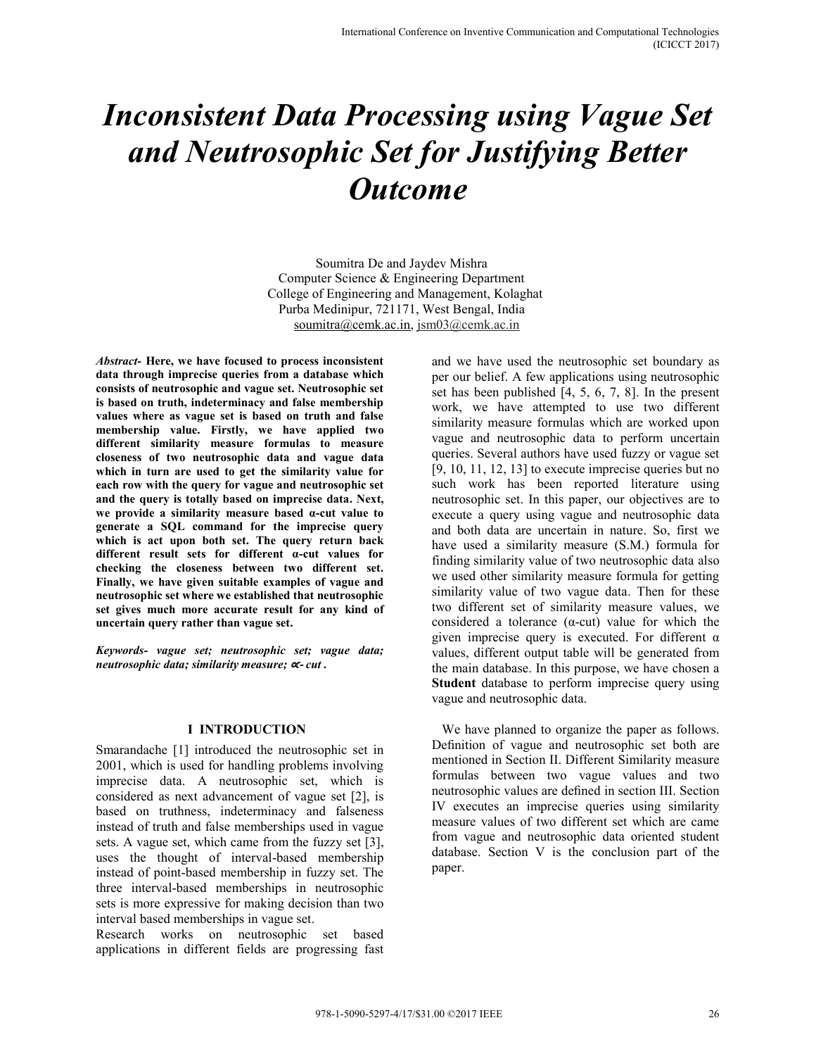# *Inconsistent Data Processing using Vague Set and Neutrosophic Set for Justifying Better Outcome*

Soumitra De and Jaydev Mishra
Computer Science & Engineering Department
College of Engineering and Management, Kolaghat
Purba Medinipur, 721171, West Bengal, India
soumitra@cemk.ac.in, jsm03@cemk.ac.in

***Abstract-*** **Here, we have focused to process inconsistent data through imprecise queries from a database which consists of neutrosophic and vague set. Neutrosophic set is based on truth, indeterminacy and false membership values where as vague set is based on truth and false membership value. Firstly, we have applied two different similarity measure formulas to measure closeness of two neutrosophic data and vague data which in turn are used to get the similarity value for each row with the query for vague and neutrosophic set and the query is totally based on imprecise data. Next, we provide a similarity measure based α-cut value to generate a SQL command for the imprecise query which is act upon both set. The query return back different result sets for different α-cut values for checking the closeness between two different set. Finally, we have given suitable examples of vague and neutrosophic set where we established that neutrosophic set gives much more accurate result for any kind of uncertain query rather than vague set.**

***Keywords- vague set; neutrosophic set; vague data; neutrosophic data; similarity measure; ∝- cut .***

## I INTRODUCTION

Smarandache [1] introduced the neutrosophic set in 2001, which is used for handling problems involving imprecise data. A neutrosophic set, which is considered as next advancement of vague set [2], is based on truthness, indeterminacy and falseness instead of truth and false memberships used in vague sets. A vague set, which came from the fuzzy set [3], uses the thought of interval-based membership instead of point-based membership in fuzzy set. The three interval-based memberships in neutrosophic sets is more expressive for making decision than two interval based memberships in vague set.

Research works on neutrosophic set based applications in different fields are progressing fast and we have used the neutrosophic set boundary as per our belief. A few applications using neutrosophic set has been published [4, 5, 6, 7, 8]. In the present work, we have attempted to use two different similarity measure formulas which are worked upon vague and neutrosophic data to perform uncertain queries. Several authors have used fuzzy or vague set [9, 10, 11, 12, 13] to execute imprecise queries but no such work has been reported literature using neutrosophic set. In this paper, our objectives are to execute a query using vague and neutrosophic data and both data are uncertain in nature. So, first we have used a similarity measure (S.M.) formula for finding similarity value of two neutrosophic data also we used other similarity measure formula for getting similarity value of two vague data. Then for these two different set of similarity measure values, we considered a tolerance (α-cut) value for which the given imprecise query is executed. For different α values, different output table will be generated from the main database. In this purpose, we have chosen a **Student** database to perform imprecise query using vague and neutrosophic data.

We have planned to organize the paper as follows. Definition of vague and neutrosophic set both are mentioned in Section II. Different Similarity measure formulas between two vague values and two neutrosophic values are defined in section III. Section IV executes an imprecise queries using similarity measure values of two different set which are came from vague and neutrosophic data oriented student database. Section V is the conclusion part of the paper.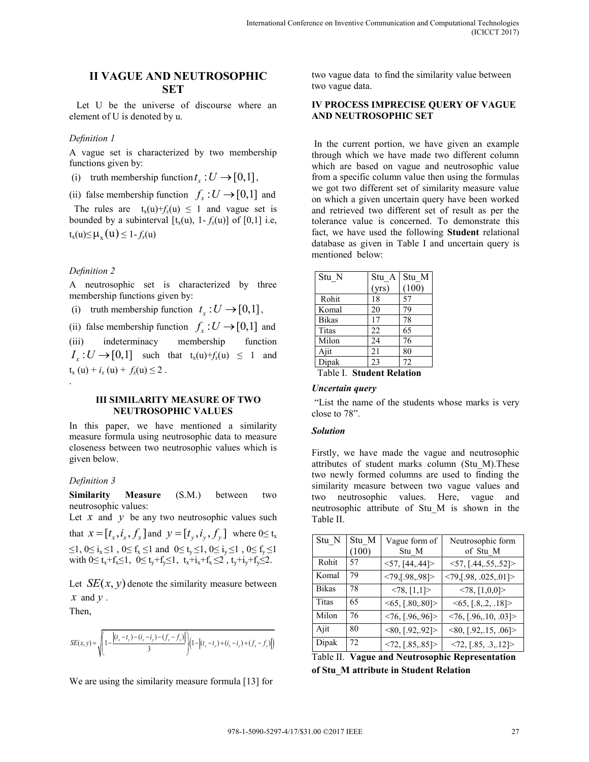## II VAGUE AND NEUTROSOPHIC SET

Let U be the universe of discourse where an element of U is denoted by u.

*Definition 1*

A vague set is characterized by two membership functions given by:

(i) truth membership function $t_x : U \rightarrow [0,1]$,

(ii) false membership function $f_x : U \rightarrow [0,1]$ and

The rules are $t_x(u)+f_x(u) \leq 1$ and vague set is bounded by a subinterval $[t_x(u), 1- f_x(u)]$ of [0,1] i.e, $t_x(u) \leq \mu_x(u) \leq 1- f_x(u)$

*Definition 2*

A neutrosophic set is characterized by three membership functions given by:

(i) truth membership function $t_x : U \rightarrow [0,1]$,

(ii) false membership function $f_x : U \rightarrow [0,1]$ and

(iii) indeterminacy membership function $I_x : U \rightarrow [0,1]$ such that $t_x(u)+f_x(u) \leq 1$ and $t_x(u) + i_x(u) + f_x(u) \leq 2$ .

### III SIMILARITY MEASURE OF TWO NEUTROSOPHIC VALUES

In this paper, we have mentioned a similarity measure formula using neutrosophic data to measure closeness between two neutrosophic values which is given below.

*Definition 3*

**Similarity Measure** (S.M.) between two neutrosophic values:

Let $x$ and $y$ be any two neutrosophic values such that $x = [t_x, i_x, f_x]$ and $y = [t_y, i_y, f_y]$ where $0 \leq t_x \leq 1$, $0 \leq i_x \leq 1$ , $0 \leq f_x \leq 1$ and $0 \leq t_y \leq 1$, $0 \leq i_y \leq 1$ , $0 \leq f_y \leq 1$ with $0 \leq t_x+f_x \leq 1$, $0 \leq t_y+f_y \leq 1$, $t_x+i_x+f_x \leq 2$ , $t_y+i_y+f_y \leq 2$.

Let $SE(x,y)$ denote the similarity measure between $x$ and $y$ .

Then,

$$SE(x,y) = \sqrt{\left(1 - \frac{\left|(t_x - t_y) - (i_x - i_y) - (f_x - f_y)\right|}{3}\right)\left(1 - \left|(t_x - t_y) + (i_x - i_y) + (f_x - f_y)\right|\right)}$$

We are using the similarity measure formula [13] for two vague data to find the similarity value between two vague data.

### IV PROCESS IMPRECISE QUERY OF VAGUE AND NEUTROSOPHIC SET

In the current portion, we have given an example through which we have made two different column which are based on vague and neutrosophic value from a specific column value then using the formulas we got two different set of similarity measure value on which a given uncertain query have been worked and retrieved two different set of result as per the tolerance value is concerned. To demonstrate this fact, we have used the following **Student** relational database as given in Table I and uncertain query is mentioned below:

| Stu_N | Stu_A (yrs) | Stu_M (100) |
|---|---|---|
| Rohit | 18 | 57 |
| Komal | 20 | 79 |
| Bikas | 17 | 78 |
| Titas | 22 | 65 |
| Milon | 24 | 76 |
| Ajit | 21 | 80 |
| Dipak | 23 | 72 |

Table I. **Student Relation**

***Uncertain query***

"List the name of the students whose marks is very close to 78".

***Solution***

Firstly, we have made the vague and neutrosophic attributes of student marks column (Stu_M).These two newly formed columns are used to finding the similarity measure between two vague values and two neutrosophic values. Here, vague and neutrosophic attribute of Stu_M is shown in the Table II.

| Stu_N | Stu_M (100) | Vague form of Stu_M | Neutrosophic form of Stu_M |
|---|---|---|---|
| Rohit | 57 | <57, [44,.44]> | <57, [.44,.55,.52]> |
| Komal | 79 | <79,[.98,.98]> | <79,[.98, .025,.01]> |
| Bikas | 78 | <78, [1,1]> | <78, [1,0,0]> |
| Titas | 65 | <65, [.80,.80]> | <65, [.8,.2, .18]> |
| Milon | 76 | <76, [.96,.96]> | <76, [.96,.10, .03]> |
| Ajit | 80 | <80, [.92,.92]> | <80, [.92,.15, .06]> |
| Dipak | 72 | <72, [.85,.85]> | <72, [.85, .3,.12]> |

Table II. **Vague and Neutrosophic Representation of Stu_M attribute in Student Relation**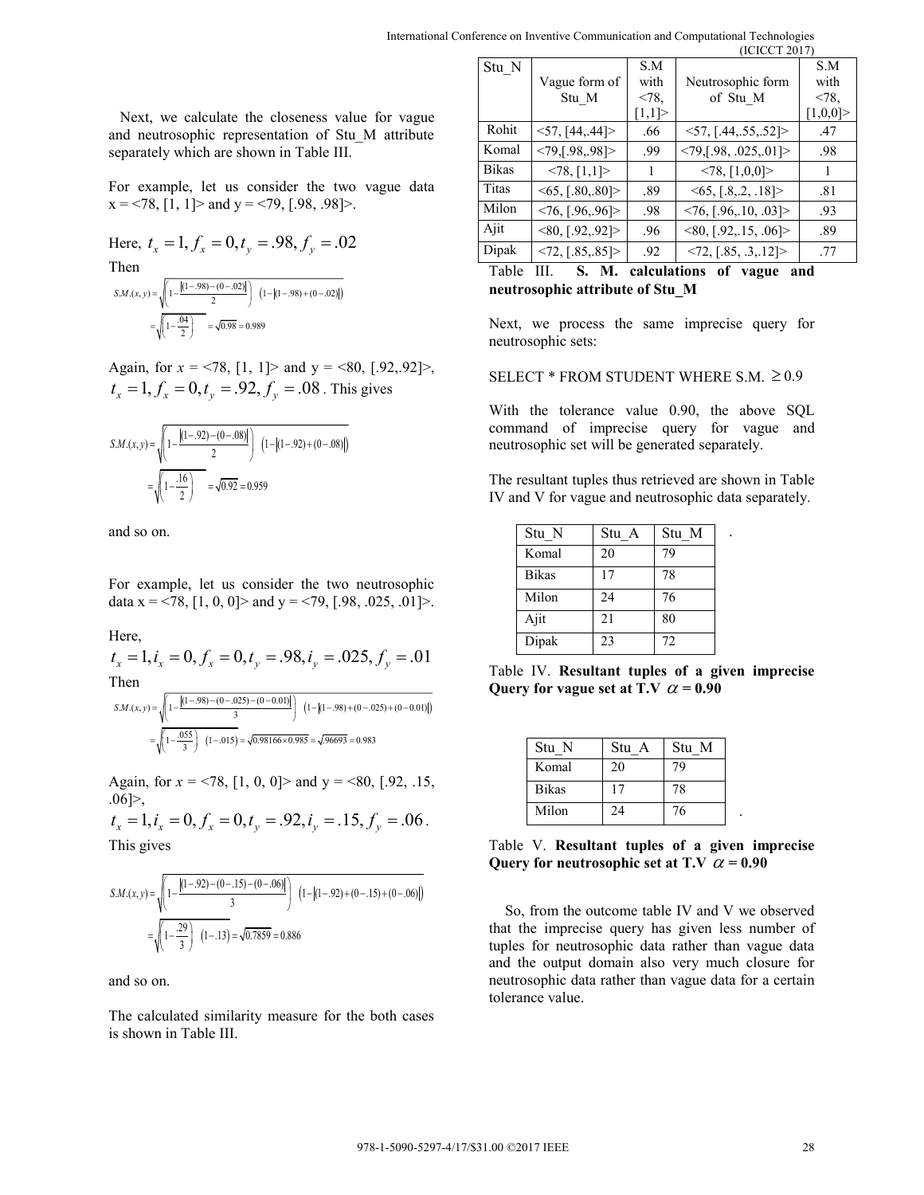Next, we calculate the closeness value for vague and neutrosophic representation of Stu_M attribute separately which are shown in Table III.

For example, let us consider the two vague data x = <78, [1, 1]> and y = <79, [.98, .98]>.

Here, $t_x = 1, f_x = 0, t_y = .98, f_y = .02$

Then

$$S.M.(x, y) = \sqrt{\left(1 - \frac{|(1-.98)-(0-.02)|}{2}\right)\left(1 - |(1-.98)+(0-.02)|\right)}$$

$$= \sqrt{\left(1 - \frac{.04}{2}\right)} = \sqrt{0.98} = 0.989$$

Again, for x = <78, [1, 1]> and y = <80, [.92,.92]>, $t_x = 1, f_x = 0, t_y = .92, f_y = .08$. This gives

$$S.M.(x, y) = \sqrt{\left(1 - \frac{|(1-.92)-(0-.08)|}{2}\right)\left(1 - |(1-.92)+(0-.08)|\right)}$$

$$= \sqrt{\left(1 - \frac{.16}{2}\right)} = \sqrt{0.92} = 0.959$$

and so on.

For example, let us consider the two neutrosophic data x = <78, [1, 0, 0]> and y = <79, [.98, .025, .01]>.

Here,

$t_x = 1, i_x = 0, f_x = 0, t_y = .98, i_y = .025, f_y = .01$

Then

$$S.M.(x, y) = \sqrt{\left(1 - \frac{|(1-.98)-(0-.025)-(0-0.01)|}{3}\right)\left(1 - |(1-.98)+(0-.025)+(0-0.01)|\right)}$$

$$= \sqrt{\left(1 - \frac{.055}{3}\right)\left(1 - .015\right)} = \sqrt{0.98166 \times 0.985} = \sqrt{.96693} = 0.983$$

Again, for x = <78, [1, 0, 0]> and y = <80, [.92, .15, .06]>,

$t_x = 1, i_x = 0, f_x = 0, t_y = .92, i_y = .15, f_y = .06$.

This gives

$$S.M.(x, y) = \sqrt{\left(1 - \frac{|(1-.92)-(0-.15)-(0-.06)|}{3}\right)\left(1 - |(1-.92)+(0-.15)+(0-.06)|\right)}$$

$$= \sqrt{\left(1 - \frac{.29}{3}\right)\left(1 - .13\right)} = \sqrt{0.7859} = 0.886$$

and so on.

The calculated similarity measure for the both cases is shown in Table III.

| Stu_N | Vague form of Stu_M | S.M with <78, [1,1]> | Neutrosophic form of Stu_M | S.M with <78, [1,0,0]> |
|---|---|---|---|---|
| Rohit | <57, [44,.44]> | .66 | <57, [.44,.55,.52]> | .47 |
| Komal | <79,[.98,.98]> | .99 | <79,[.98, .025,.01]> | .98 |
| Bikas | <78, [1,1]> | 1 | <78, [1,0,0]> | 1 |
| Titas | <65, [.80,.80]> | .89 | <65, [.8,.2, .18]> | .81 |
| Milon | <76, [.96,.96]> | .98 | <76, [.96,.10, .03]> | .93 |
| Ajit | <80, [.92,.92]> | .96 | <80, [.92,.15, .06]> | .89 |
| Dipak | <72, [.85,.85]> | .92 | <72, [.85, .3,.12]> | .77 |

Table III. **S. M. calculations of vague and neutrosophic attribute of Stu_M**

Next, we process the same imprecise query for neutrosophic sets:

SELECT * FROM STUDENT WHERE S.M. $\geq 0.9$

With the tolerance value 0.90, the above SQL command of imprecise query for vague and neutrosophic set will be generated separately.

The resultant tuples thus retrieved are shown in Table IV and V for vague and neutrosophic data separately.

| Stu_N | Stu_A | Stu_M |
|---|---|---|
| Komal | 20 | 79 |
| Bikas | 17 | 78 |
| Milon | 24 | 76 |
| Ajit | 21 | 80 |
| Dipak | 23 | 72 |

Table IV. **Resultant tuples of a given imprecise Query for vague set at T.V $\alpha$ = 0.90**

| Stu_N | Stu_A | Stu_M |
|---|---|---|
| Komal | 20 | 79 |
| Bikas | 17 | 78 |
| Milon | 24 | 76 |

Table V. **Resultant tuples of a given imprecise Query for neutrosophic set at T.V $\alpha$ = 0.90**

So, from the outcome table IV and V we observed that the imprecise query has given less number of tuples for neutrosophic data rather than vague data and the output domain also very much closure for neutrosophic data rather than vague data for a certain tolerance value.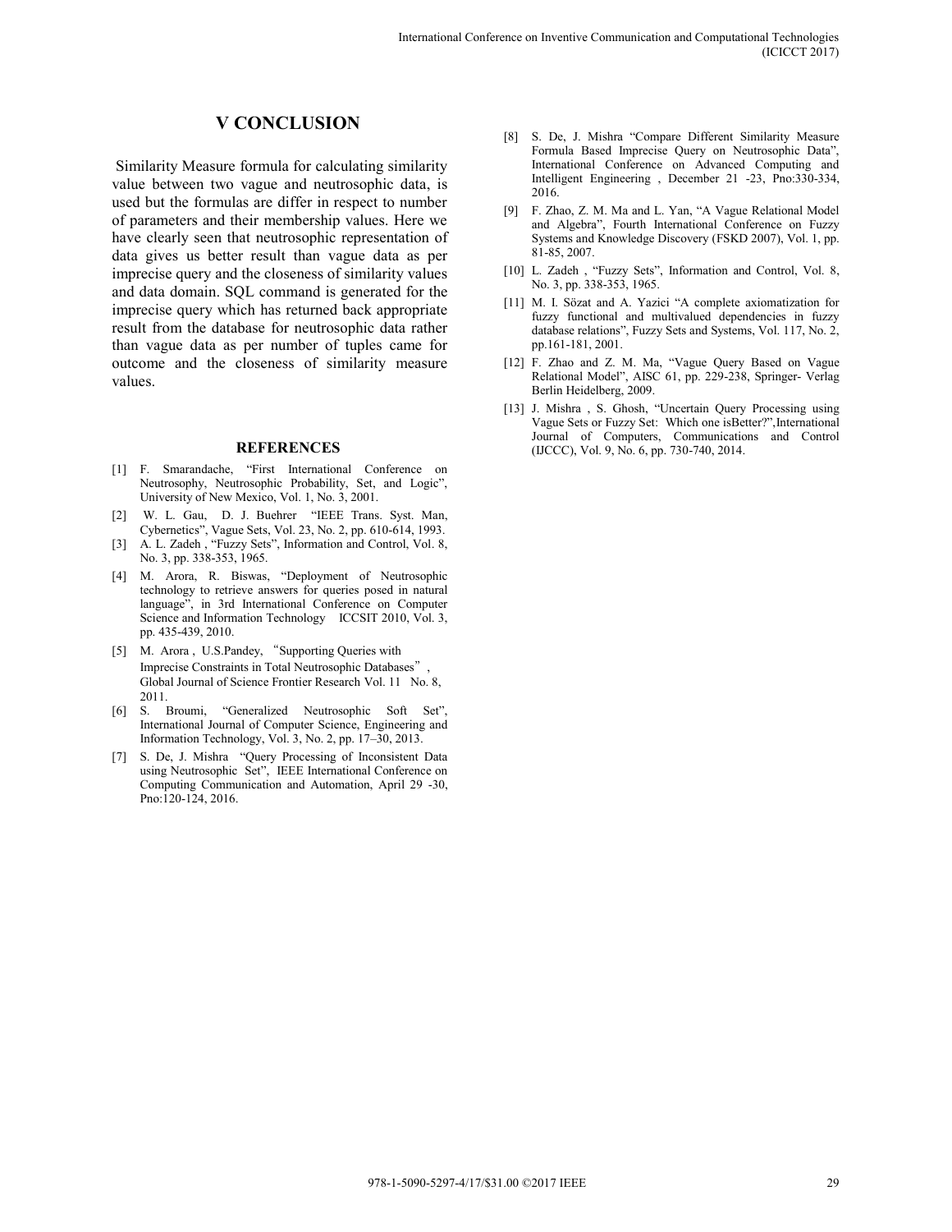## V CONCLUSION

Similarity Measure formula for calculating similarity value between two vague and neutrosophic data, is used but the formulas are differ in respect to number of parameters and their membership values. Here we have clearly seen that neutrosophic representation of data gives us better result than vague data as per imprecise query and the closeness of similarity values and data domain. SQL command is generated for the imprecise query which has returned back appropriate result from the database for neutrosophic data rather than vague data as per number of tuples came for outcome and the closeness of similarity measure values.

### REFERENCES

[1] F. Smarandache, "First International Conference on Neutrosophy, Neutrosophic Probability, Set, and Logic", University of New Mexico, Vol. 1, No. 3, 2001.

[2] W. L. Gau, D. J. Buehrer "IEEE Trans. Syst. Man, Cybernetics", Vague Sets, Vol. 23, No. 2, pp. 610-614, 1993.

[3] A. L. Zadeh , "Fuzzy Sets", Information and Control, Vol. 8, No. 3, pp. 338-353, 1965.

[4] M. Arora, R. Biswas, "Deployment of Neutrosophic technology to retrieve answers for queries posed in natural language", in 3rd International Conference on Computer Science and Information Technology ICCSIT 2010, Vol. 3, pp. 435-439, 2010.

[5] M. Arora , U.S.Pandey, "Supporting Queries with Imprecise Constraints in Total Neutrosophic Databases", Global Journal of Science Frontier Research Vol. 11 No. 8, 2011.

[6] S. Broumi, "Generalized Neutrosophic Soft Set", International Journal of Computer Science, Engineering and Information Technology, Vol. 3, No. 2, pp. 17–30, 2013.

[7] S. De, J. Mishra "Query Processing of Inconsistent Data using Neutrosophic Set", IEEE International Conference on Computing Communication and Automation, April 29 -30, Pno:120-124, 2016.

[8] S. De, J. Mishra "Compare Different Similarity Measure Formula Based Imprecise Query on Neutrosophic Data", International Conference on Advanced Computing and Intelligent Engineering , December 21 -23, Pno:330-334, 2016.

[9] F. Zhao, Z. M. Ma and L. Yan, "A Vague Relational Model and Algebra", Fourth International Conference on Fuzzy Systems and Knowledge Discovery (FSKD 2007), Vol. 1, pp. 81-85, 2007.

[10] L. Zadeh , "Fuzzy Sets", Information and Control, Vol. 8, No. 3, pp. 338-353, 1965.

[11] M. I. Sözat and A. Yazici "A complete axiomatization for fuzzy functional and multivalued dependencies in fuzzy database relations", Fuzzy Sets and Systems, Vol. 117, No. 2, pp.161-181, 2001.

[12] F. Zhao and Z. M. Ma, "Vague Query Based on Vague Relational Model", AISC 61, pp. 229-238, Springer- Verlag Berlin Heidelberg, 2009.

[13] J. Mishra , S. Ghosh, "Uncertain Query Processing using Vague Sets or Fuzzy Set: Which one isBetter?",International Journal of Computers, Communications and Control (IJCCC), Vol. 9, No. 6, pp. 730-740, 2014.